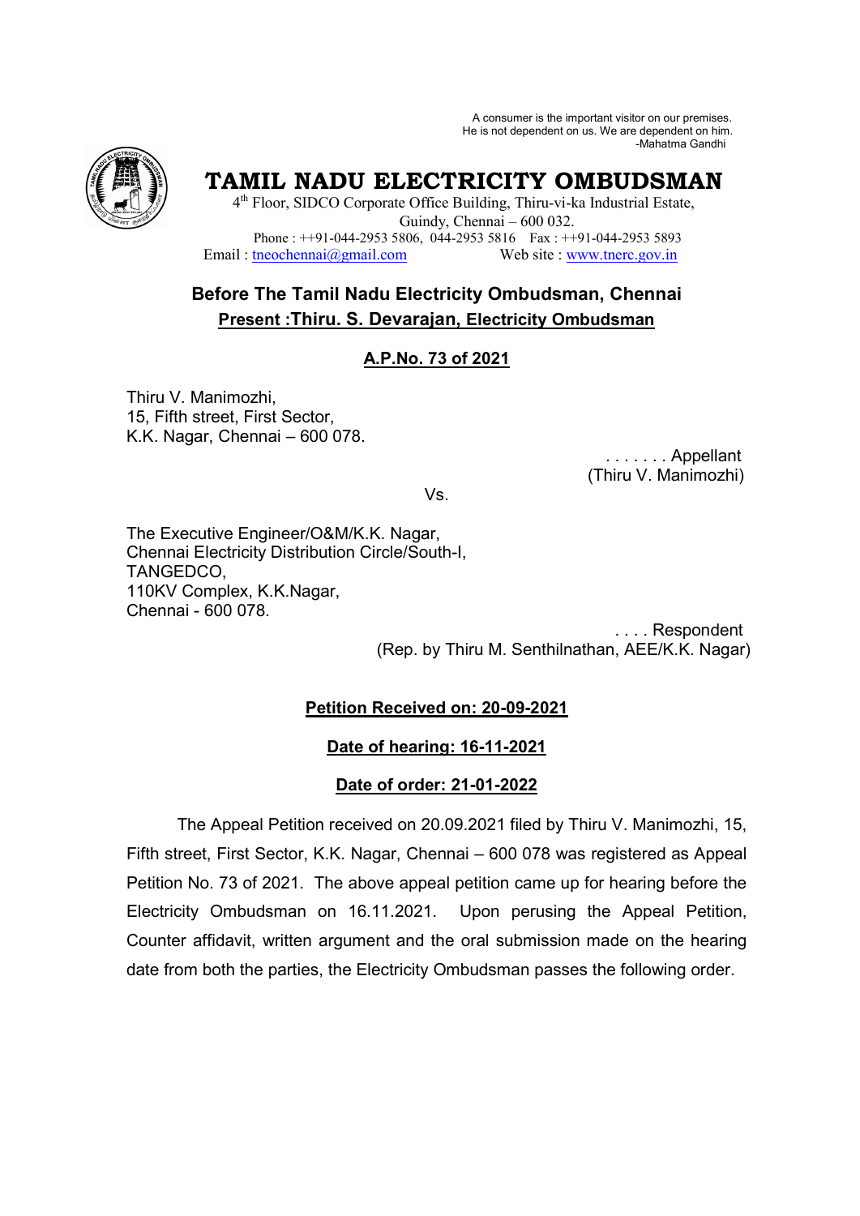A consumer is the important visitor on our premises.
He is not dependent on us. We are dependent on him.
-Mahatma Gandhi

# TAMIL NADU ELECTRICITY OMBUDSMAN

4th Floor, SIDCO Corporate Office Building, Thiru-vi-ka Industrial Estate,
Guindy, Chennai – 600 032.
Phone : ++91-044-2953 5806, 044-2953 5816 Fax : ++91-044-2953 5893
Email : tneochennai@gmail.com Web site : www.tnerc.gov.in

## Before The Tamil Nadu Electricity Ombudsman, Chennai

**Present :Thiru. S. Devarajan, Electricity Ombudsman**

**A.P.No. 73 of 2021**

Thiru V. Manimozhi,
15, Fifth street, First Sector,
K.K. Nagar, Chennai – 600 078.

. . . . . . . Appellant
(Thiru V. Manimozhi)

Vs.

The Executive Engineer/O&M/K.K. Nagar,
Chennai Electricity Distribution Circle/South-I,
TANGEDCO,
110KV Complex, K.K.Nagar,
Chennai - 600 078.

. . . . Respondent
(Rep. by Thiru M. Senthilnathan, AEE/K.K. Nagar)

**Petition Received on: 20-09-2021**

**Date of hearing: 16-11-2021**

**Date of order: 21-01-2022**

The Appeal Petition received on 20.09.2021 filed by Thiru V. Manimozhi, 15, Fifth street, First Sector, K.K. Nagar, Chennai – 600 078 was registered as Appeal Petition No. 73 of 2021. The above appeal petition came up for hearing before the Electricity Ombudsman on 16.11.2021. Upon perusing the Appeal Petition, Counter affidavit, written argument and the oral submission made on the hearing date from both the parties, the Electricity Ombudsman passes the following order.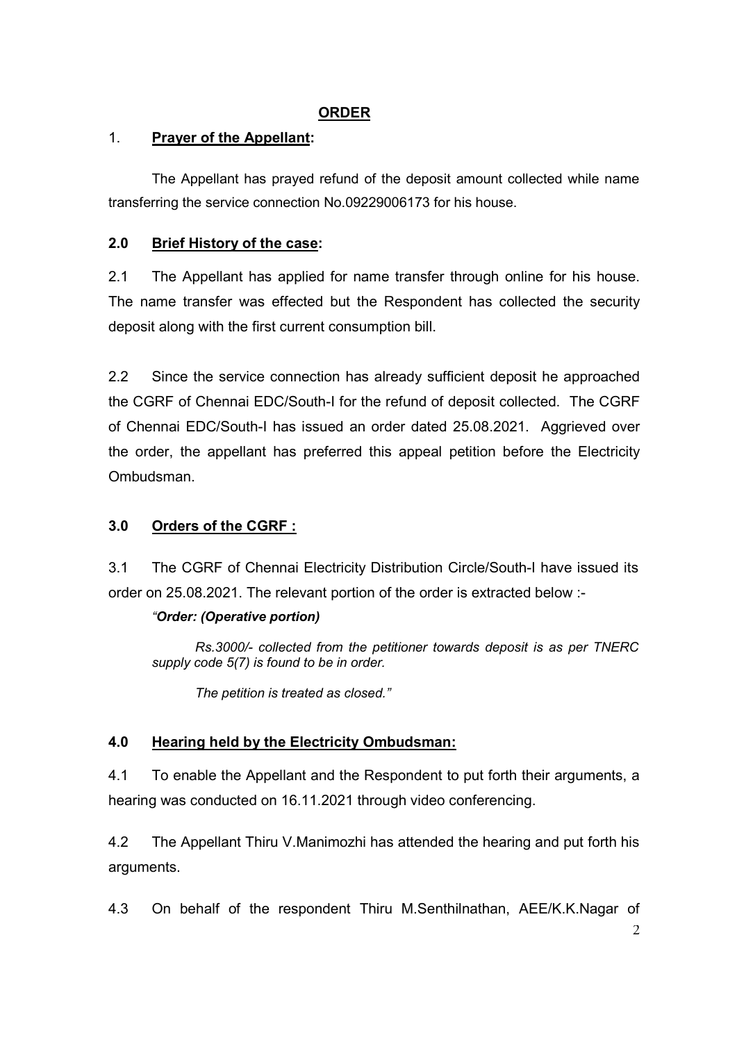## ORDER

### 1. **Prayer of the Appellant:**

The Appellant has prayed refund of the deposit amount collected while name transferring the service connection No.09229006173 for his house.

### 2.0 **Brief History of the case:**

2.1 The Appellant has applied for name transfer through online for his house. The name transfer was effected but the Respondent has collected the security deposit along with the first current consumption bill.

2.2 Since the service connection has already sufficient deposit he approached the CGRF of Chennai EDC/South-I for the refund of deposit collected. The CGRF of Chennai EDC/South-I has issued an order dated 25.08.2021. Aggrieved over the order, the appellant has preferred this appeal petition before the Electricity Ombudsman.

### 3.0 **Orders of the CGRF :**

3.1 The CGRF of Chennai Electricity Distribution Circle/South-I have issued its order on 25.08.2021. The relevant portion of the order is extracted below :-

> *"**Order: (Operative portion)***
>
> *Rs.3000/- collected from the petitioner towards deposit is as per TNERC supply code 5(7) is found to be in order.*
>
> *The petition is treated as closed."*

### 4.0 **Hearing held by the Electricity Ombudsman:**

4.1 To enable the Appellant and the Respondent to put forth their arguments, a hearing was conducted on 16.11.2021 through video conferencing.

4.2 The Appellant Thiru V.Manimozhi has attended the hearing and put forth his arguments.

4.3 On behalf of the respondent Thiru M.Senthilnathan, AEE/K.K.Nagar of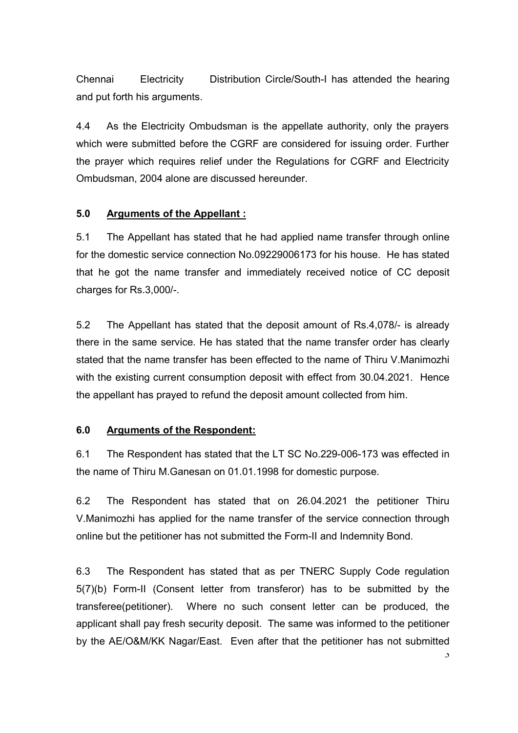Chennai Electricity Distribution Circle/South-I has attended the hearing and put forth his arguments.

4.4 As the Electricity Ombudsman is the appellate authority, only the prayers which were submitted before the CGRF are considered for issuing order. Further the prayer which requires relief under the Regulations for CGRF and Electricity Ombudsman, 2004 alone are discussed hereunder.

## 5.0 Arguments of the Appellant :

5.1 The Appellant has stated that he had applied name transfer through online for the domestic service connection No.09229006173 for his house. He has stated that he got the name transfer and immediately received notice of CC deposit charges for Rs.3,000/-.

5.2 The Appellant has stated that the deposit amount of Rs.4,078/- is already there in the same service. He has stated that the name transfer order has clearly stated that the name transfer has been effected to the name of Thiru V.Manimozhi with the existing current consumption deposit with effect from 30.04.2021. Hence the appellant has prayed to refund the deposit amount collected from him.

## 6.0 Arguments of the Respondent:

6.1 The Respondent has stated that the LT SC No.229-006-173 was effected in the name of Thiru M.Ganesan on 01.01.1998 for domestic purpose.

6.2 The Respondent has stated that on 26.04.2021 the petitioner Thiru V.Manimozhi has applied for the name transfer of the service connection through online but the petitioner has not submitted the Form-II and Indemnity Bond.

6.3 The Respondent has stated that as per TNERC Supply Code regulation 5(7)(b) Form-II (Consent letter from transferor) has to be submitted by the transferee(petitioner). Where no such consent letter can be produced, the applicant shall pay fresh security deposit. The same was informed to the petitioner by the AE/O&M/KK Nagar/East. Even after that the petitioner has not submitted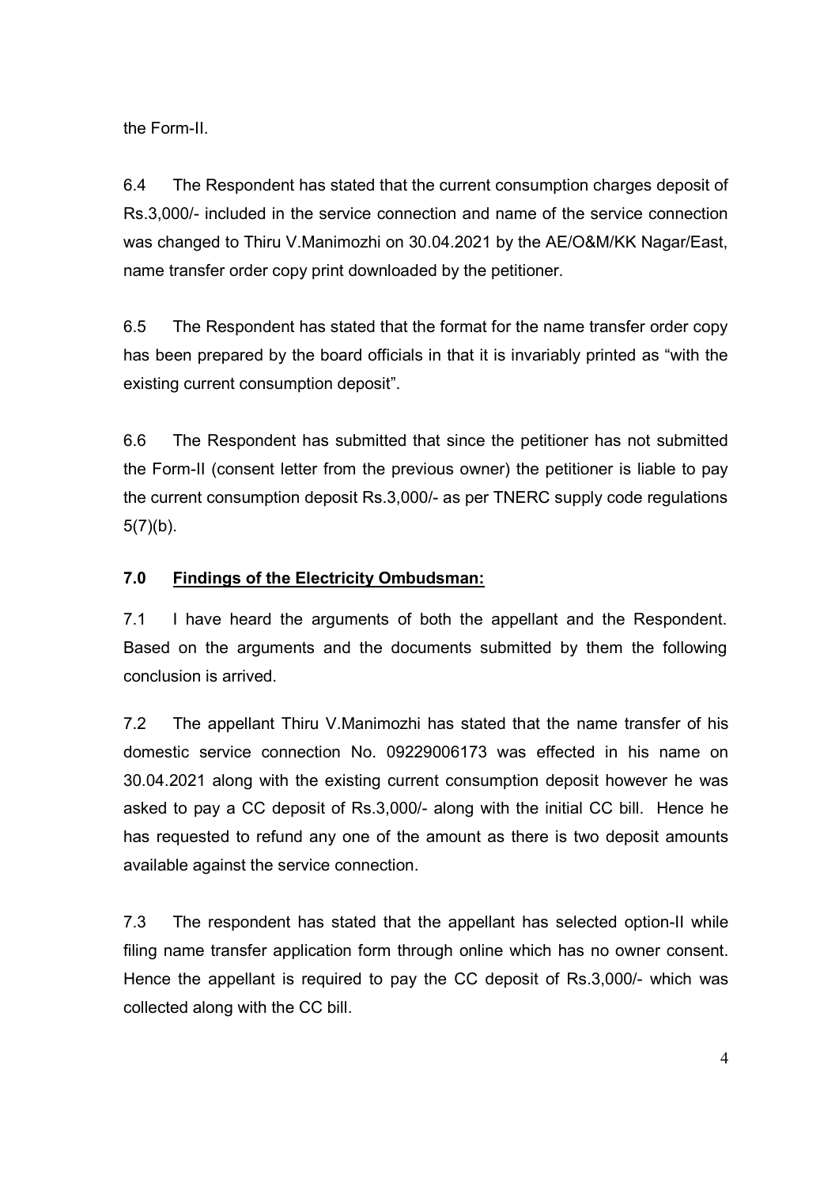the Form-II.

6.4 The Respondent has stated that the current consumption charges deposit of Rs.3,000/- included in the service connection and name of the service connection was changed to Thiru V.Manimozhi on 30.04.2021 by the AE/O&M/KK Nagar/East, name transfer order copy print downloaded by the petitioner.

6.5 The Respondent has stated that the format for the name transfer order copy has been prepared by the board officials in that it is invariably printed as "with the existing current consumption deposit".

6.6 The Respondent has submitted that since the petitioner has not submitted the Form-II (consent letter from the previous owner) the petitioner is liable to pay the current consumption deposit Rs.3,000/- as per TNERC supply code regulations 5(7)(b).

## 7.0 Findings of the Electricity Ombudsman:

7.1 I have heard the arguments of both the appellant and the Respondent. Based on the arguments and the documents submitted by them the following conclusion is arrived.

7.2 The appellant Thiru V.Manimozhi has stated that the name transfer of his domestic service connection No. 09229006173 was effected in his name on 30.04.2021 along with the existing current consumption deposit however he was asked to pay a CC deposit of Rs.3,000/- along with the initial CC bill. Hence he has requested to refund any one of the amount as there is two deposit amounts available against the service connection.

7.3 The respondent has stated that the appellant has selected option-II while filing name transfer application form through online which has no owner consent. Hence the appellant is required to pay the CC deposit of Rs.3,000/- which was collected along with the CC bill.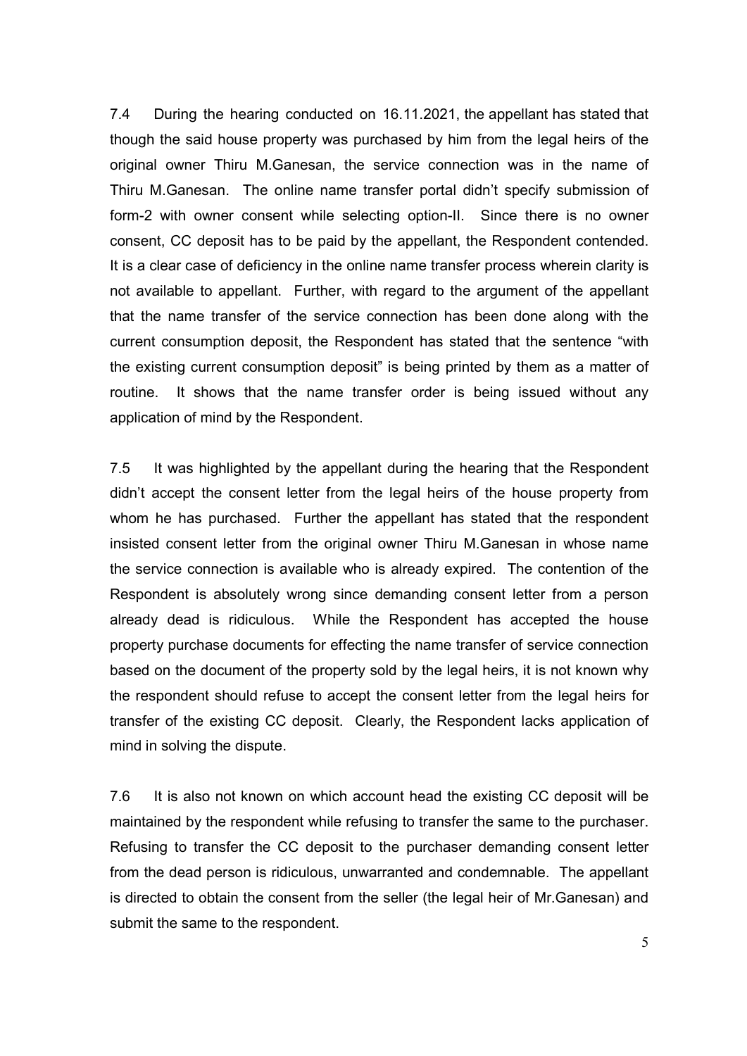7.4 During the hearing conducted on 16.11.2021, the appellant has stated that though the said house property was purchased by him from the legal heirs of the original owner Thiru M.Ganesan, the service connection was in the name of Thiru M.Ganesan. The online name transfer portal didn't specify submission of form-2 with owner consent while selecting option-II. Since there is no owner consent, CC deposit has to be paid by the appellant, the Respondent contended. It is a clear case of deficiency in the online name transfer process wherein clarity is not available to appellant. Further, with regard to the argument of the appellant that the name transfer of the service connection has been done along with the current consumption deposit, the Respondent has stated that the sentence "with the existing current consumption deposit" is being printed by them as a matter of routine. It shows that the name transfer order is being issued without any application of mind by the Respondent.

7.5 It was highlighted by the appellant during the hearing that the Respondent didn't accept the consent letter from the legal heirs of the house property from whom he has purchased. Further the appellant has stated that the respondent insisted consent letter from the original owner Thiru M.Ganesan in whose name the service connection is available who is already expired. The contention of the Respondent is absolutely wrong since demanding consent letter from a person already dead is ridiculous. While the Respondent has accepted the house property purchase documents for effecting the name transfer of service connection based on the document of the property sold by the legal heirs, it is not known why the respondent should refuse to accept the consent letter from the legal heirs for transfer of the existing CC deposit. Clearly, the Respondent lacks application of mind in solving the dispute.

7.6 It is also not known on which account head the existing CC deposit will be maintained by the respondent while refusing to transfer the same to the purchaser. Refusing to transfer the CC deposit to the purchaser demanding consent letter from the dead person is ridiculous, unwarranted and condemnable. The appellant is directed to obtain the consent from the seller (the legal heir of Mr.Ganesan) and submit the same to the respondent.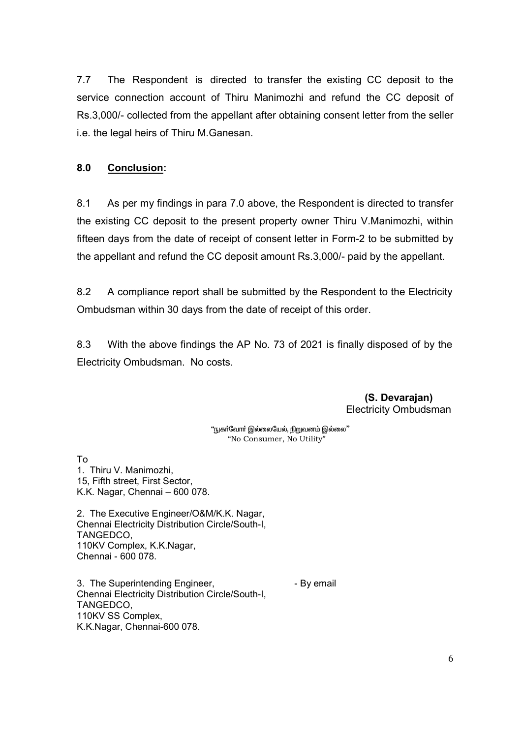7.7 The Respondent is directed to transfer the existing CC deposit to the service connection account of Thiru Manimozhi and refund the CC deposit of Rs.3,000/- collected from the appellant after obtaining consent letter from the seller i.e. the legal heirs of Thiru M.Ganesan.

## 8.0 Conclusion:

8.1 As per my findings in para 7.0 above, the Respondent is directed to transfer the existing CC deposit to the present property owner Thiru V.Manimozhi, within fifteen days from the date of receipt of consent letter in Form-2 to be submitted by the appellant and refund the CC deposit amount Rs.3,000/- paid by the appellant.

8.2 A compliance report shall be submitted by the Respondent to the Electricity Ombudsman within 30 days from the date of receipt of this order.

8.3 With the above findings the AP No. 73 of 2021 is finally disposed of by the Electricity Ombudsman. No costs.

**(S. Devarajan)**
Electricity Ombudsman

"நுகர்வோர் இல்லையேல், நிறுவனம் இல்லை"
"No Consumer, No Utility"

To
1. Thiru V. Manimozhi,
15, Fifth street, First Sector,
K.K. Nagar, Chennai – 600 078.

2. The Executive Engineer/O&M/K.K. Nagar,
Chennai Electricity Distribution Circle/South-I,
TANGEDCO,
110KV Complex, K.K.Nagar,
Chennai - 600 078.

3. The Superintending Engineer, - By email
Chennai Electricity Distribution Circle/South-I,
TANGEDCO,
110KV SS Complex,
K.K.Nagar, Chennai-600 078.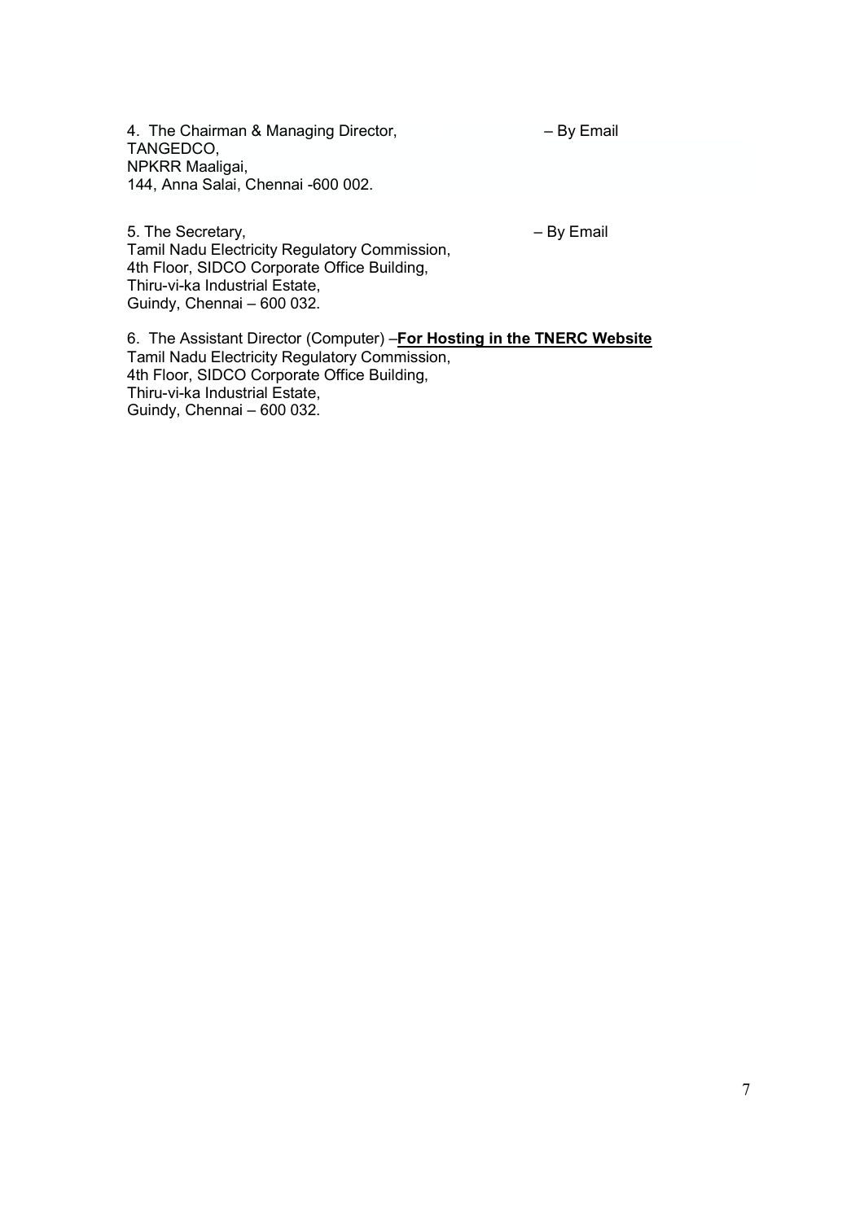4. The Chairman & Managing Director, – By Email
TANGEDCO,
NPKRR Maaligai,
144, Anna Salai, Chennai -600 002.

5. The Secretary, – By Email
Tamil Nadu Electricity Regulatory Commission,
4th Floor, SIDCO Corporate Office Building,
Thiru-vi-ka Industrial Estate,
Guindy, Chennai – 600 032.

6. The Assistant Director (Computer) –**For Hosting in the TNERC Website**
Tamil Nadu Electricity Regulatory Commission,
4th Floor, SIDCO Corporate Office Building,
Thiru-vi-ka Industrial Estate,
Guindy, Chennai – 600 032.